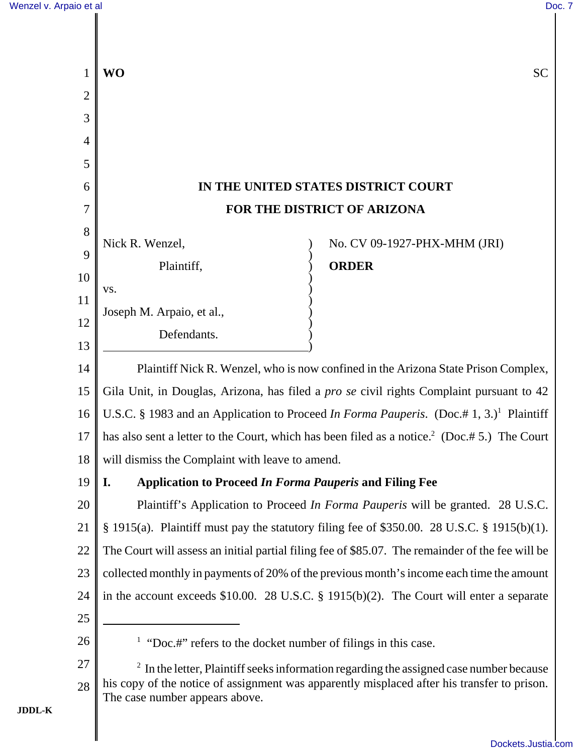**WO** SC

# IN THE UNITED STATES DISTRICT COURT
# FOR THE DISTRICT OF ARIZONA

Nick R. Wenzel,

Plaintiff,

vs.

Joseph M. Arpaio, et al.,

Defendants.

No. CV 09-1927-PHX-MHM (JRI)

**ORDER**

Plaintiff Nick R. Wenzel, who is now confined in the Arizona State Prison Complex, Gila Unit, in Douglas, Arizona, has filed a *pro se* civil rights Complaint pursuant to 42 U.S.C. § 1983 and an Application to Proceed *In Forma Pauperis*. (Doc.# 1, 3.)[1] Plaintiff has also sent a letter to the Court, which has been filed as a notice.[2] (Doc.# 5.) The Court will dismiss the Complaint with leave to amend.

## I. Application to Proceed *In Forma Pauperis* and Filing Fee

Plaintiff's Application to Proceed *In Forma Pauperis* will be granted. 28 U.S.C. § 1915(a). Plaintiff must pay the statutory filing fee of $350.00. 28 U.S.C. § 1915(b)(1). The Court will assess an initial partial filing fee of $85.07. The remainder of the fee will be collected monthly in payments of 20% of the previous month's income each time the amount in the account exceeds $10.00. 28 U.S.C. § 1915(b)(2). The Court will enter a separate

---

[1] "Doc.#" refers to the docket number of filings in this case.

[2] In the letter, Plaintiff seeks information regarding the assigned case number because his copy of the notice of assignment was apparently misplaced after his transfer to prison. The case number appears above.

JDDL-K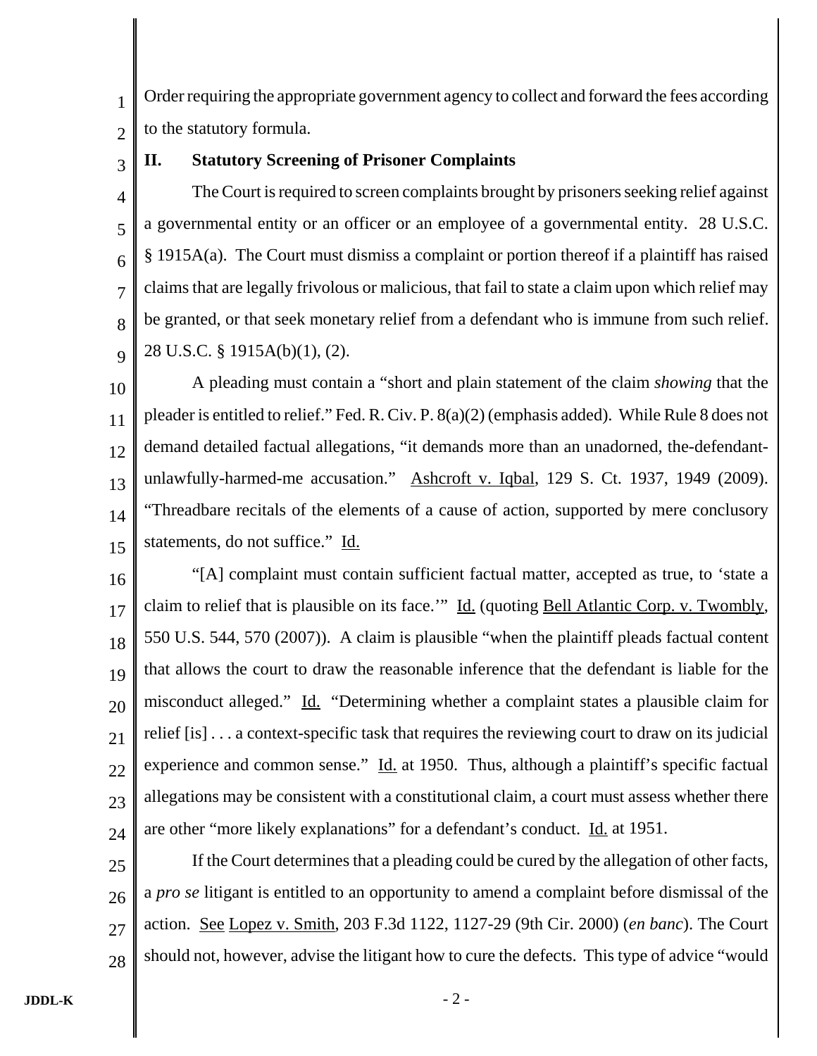Order requiring the appropriate government agency to collect and forward the fees according to the statutory formula.

## II. Statutory Screening of Prisoner Complaints

The Court is required to screen complaints brought by prisoners seeking relief against a governmental entity or an officer or an employee of a governmental entity. 28 U.S.C. § 1915A(a). The Court must dismiss a complaint or portion thereof if a plaintiff has raised claims that are legally frivolous or malicious, that fail to state a claim upon which relief may be granted, or that seek monetary relief from a defendant who is immune from such relief. 28 U.S.C. § 1915A(b)(1), (2).

A pleading must contain a "short and plain statement of the claim *showing* that the pleader is entitled to relief." Fed. R. Civ. P. 8(a)(2) (emphasis added). While Rule 8 does not demand detailed factual allegations, "it demands more than an unadorned, the-defendant-unlawfully-harmed-me accusation." Ashcroft v. Iqbal, 129 S. Ct. 1937, 1949 (2009). "Threadbare recitals of the elements of a cause of action, supported by mere conclusory statements, do not suffice." Id.

"[A] complaint must contain sufficient factual matter, accepted as true, to 'state a claim to relief that is plausible on its face.'" Id. (quoting Bell Atlantic Corp. v. Twombly, 550 U.S. 544, 570 (2007)). A claim is plausible "when the plaintiff pleads factual content that allows the court to draw the reasonable inference that the defendant is liable for the misconduct alleged." Id. "Determining whether a complaint states a plausible claim for relief [is] . . . a context-specific task that requires the reviewing court to draw on its judicial experience and common sense." Id. at 1950. Thus, although a plaintiff's specific factual allegations may be consistent with a constitutional claim, a court must assess whether there are other "more likely explanations" for a defendant's conduct. Id. at 1951.

If the Court determines that a pleading could be cured by the allegation of other facts, a *pro se* litigant is entitled to an opportunity to amend a complaint before dismissal of the action. See Lopez v. Smith, 203 F.3d 1122, 1127-29 (9th Cir. 2000) (*en banc*). The Court should not, however, advise the litigant how to cure the defects. This type of advice "would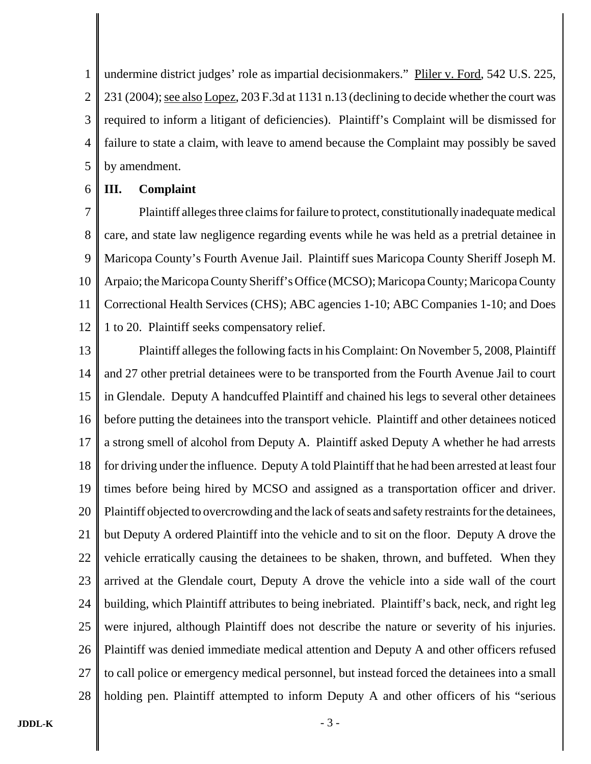undermine district judges' role as impartial decisionmakers." Pliler v. Ford, 542 U.S. 225, 231 (2004); see also Lopez, 203 F.3d at 1131 n.13 (declining to decide whether the court was required to inform a litigant of deficiencies). Plaintiff's Complaint will be dismissed for failure to state a claim, with leave to amend because the Complaint may possibly be saved by amendment.

## III. Complaint

Plaintiff alleges three claims for failure to protect, constitutionally inadequate medical care, and state law negligence regarding events while he was held as a pretrial detainee in Maricopa County's Fourth Avenue Jail. Plaintiff sues Maricopa County Sheriff Joseph M. Arpaio; the Maricopa County Sheriff's Office (MCSO); Maricopa County; Maricopa County Correctional Health Services (CHS); ABC agencies 1-10; ABC Companies 1-10; and Does 1 to 20. Plaintiff seeks compensatory relief.

Plaintiff alleges the following facts in his Complaint: On November 5, 2008, Plaintiff and 27 other pretrial detainees were to be transported from the Fourth Avenue Jail to court in Glendale. Deputy A handcuffed Plaintiff and chained his legs to several other detainees before putting the detainees into the transport vehicle. Plaintiff and other detainees noticed a strong smell of alcohol from Deputy A. Plaintiff asked Deputy A whether he had arrests for driving under the influence. Deputy A told Plaintiff that he had been arrested at least four times before being hired by MCSO and assigned as a transportation officer and driver. Plaintiff objected to overcrowding and the lack of seats and safety restraints for the detainees, but Deputy A ordered Plaintiff into the vehicle and to sit on the floor. Deputy A drove the vehicle erratically causing the detainees to be shaken, thrown, and buffeted. When they arrived at the Glendale court, Deputy A drove the vehicle into a side wall of the court building, which Plaintiff attributes to being inebriated. Plaintiff's back, neck, and right leg were injured, although Plaintiff does not describe the nature or severity of his injuries. Plaintiff was denied immediate medical attention and Deputy A and other officers refused to call police or emergency medical personnel, but instead forced the detainees into a small holding pen. Plaintiff attempted to inform Deputy A and other officers of his "serious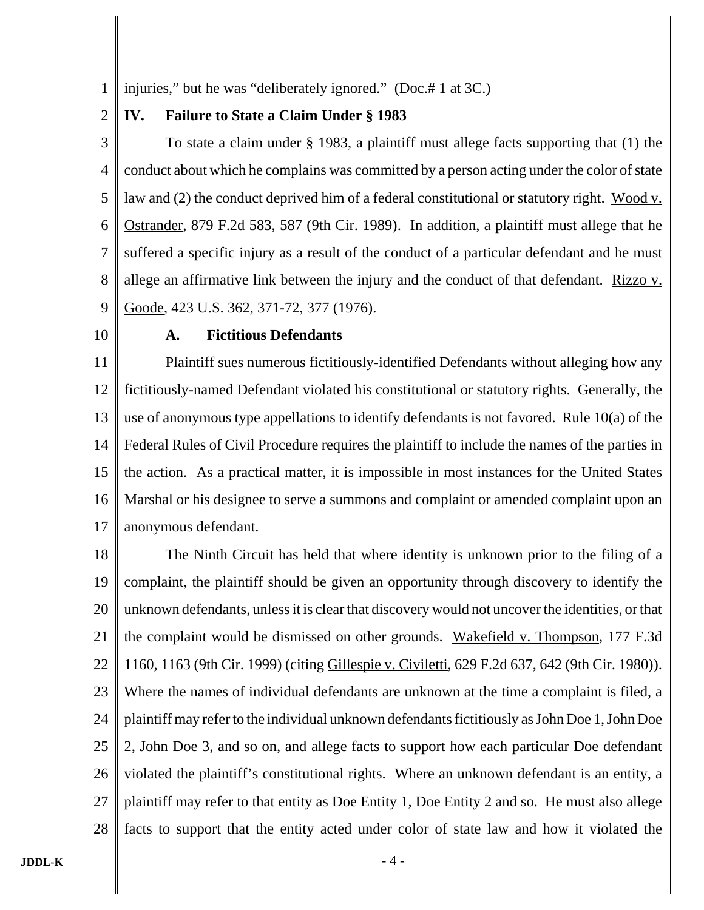injuries," but he was "deliberately ignored." (Doc.# 1 at 3C.)

## IV. Failure to State a Claim Under § 1983

To state a claim under § 1983, a plaintiff must allege facts supporting that (1) the conduct about which he complains was committed by a person acting under the color of state law and (2) the conduct deprived him of a federal constitutional or statutory right. Wood v. Ostrander, 879 F.2d 583, 587 (9th Cir. 1989). In addition, a plaintiff must allege that he suffered a specific injury as a result of the conduct of a particular defendant and he must allege an affirmative link between the injury and the conduct of that defendant. Rizzo v. Goode, 423 U.S. 362, 371-72, 377 (1976).

### A. Fictitious Defendants

Plaintiff sues numerous fictitiously-identified Defendants without alleging how any fictitiously-named Defendant violated his constitutional or statutory rights. Generally, the use of anonymous type appellations to identify defendants is not favored. Rule 10(a) of the Federal Rules of Civil Procedure requires the plaintiff to include the names of the parties in the action. As a practical matter, it is impossible in most instances for the United States Marshal or his designee to serve a summons and complaint or amended complaint upon an anonymous defendant.

The Ninth Circuit has held that where identity is unknown prior to the filing of a complaint, the plaintiff should be given an opportunity through discovery to identify the unknown defendants, unless it is clear that discovery would not uncover the identities, or that the complaint would be dismissed on other grounds. Wakefield v. Thompson, 177 F.3d 1160, 1163 (9th Cir. 1999) (citing Gillespie v. Civiletti, 629 F.2d 637, 642 (9th Cir. 1980)). Where the names of individual defendants are unknown at the time a complaint is filed, a plaintiff may refer to the individual unknown defendants fictitiously as John Doe 1, John Doe 2, John Doe 3, and so on, and allege facts to support how each particular Doe defendant violated the plaintiff's constitutional rights. Where an unknown defendant is an entity, a plaintiff may refer to that entity as Doe Entity 1, Doe Entity 2 and so. He must also allege facts to support that the entity acted under color of state law and how it violated the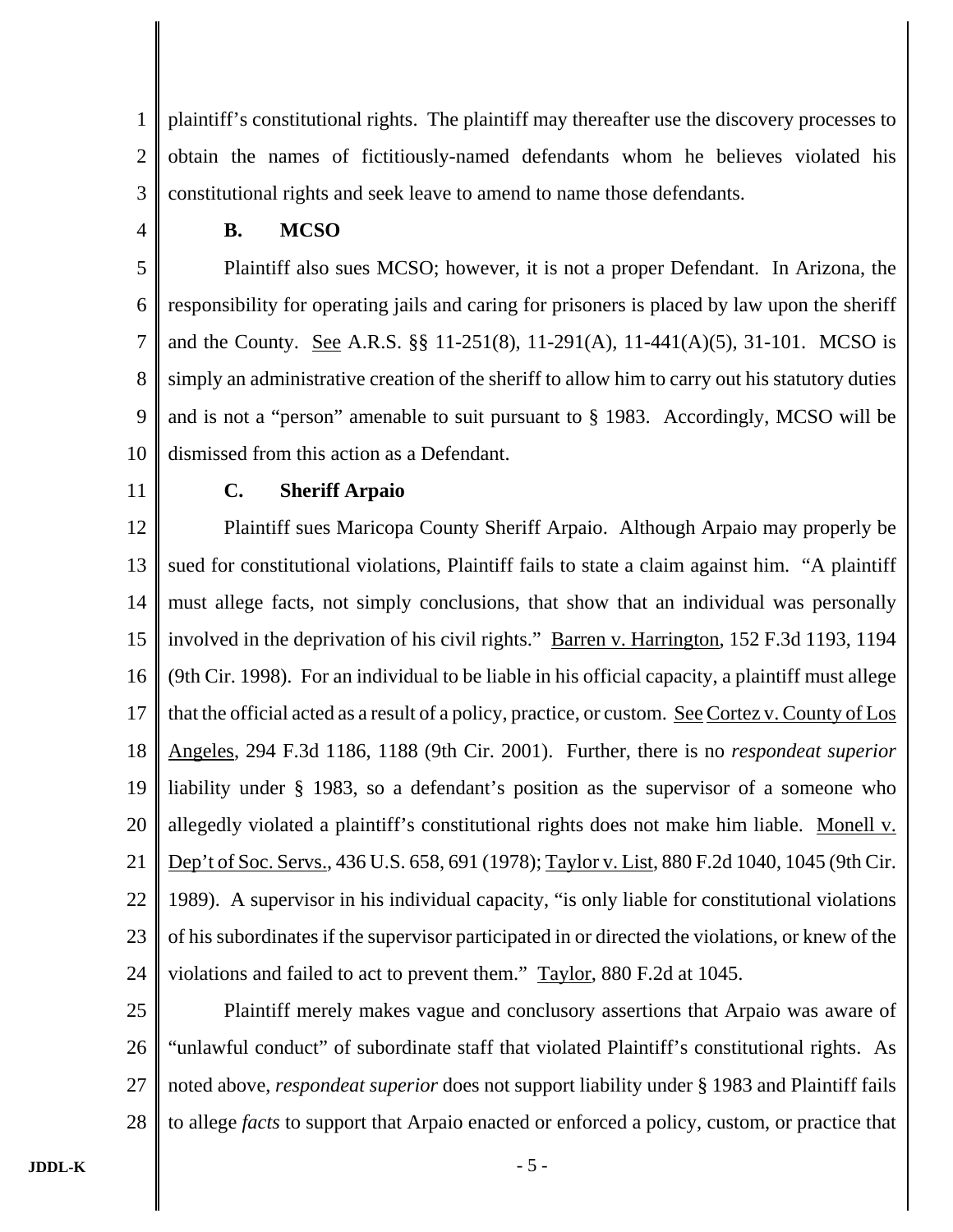plaintiff's constitutional rights. The plaintiff may thereafter use the discovery processes to obtain the names of fictitiously-named defendants whom he believes violated his constitutional rights and seek leave to amend to name those defendants.

### B. MCSO

Plaintiff also sues MCSO; however, it is not a proper Defendant. In Arizona, the responsibility for operating jails and caring for prisoners is placed by law upon the sheriff and the County. See A.R.S. §§ 11-251(8), 11-291(A), 11-441(A)(5), 31-101. MCSO is simply an administrative creation of the sheriff to allow him to carry out his statutory duties and is not a "person" amenable to suit pursuant to § 1983. Accordingly, MCSO will be dismissed from this action as a Defendant.

### C. Sheriff Arpaio

Plaintiff sues Maricopa County Sheriff Arpaio. Although Arpaio may properly be sued for constitutional violations, Plaintiff fails to state a claim against him. "A plaintiff must allege facts, not simply conclusions, that show that an individual was personally involved in the deprivation of his civil rights." Barren v. Harrington, 152 F.3d 1193, 1194 (9th Cir. 1998). For an individual to be liable in his official capacity, a plaintiff must allege that the official acted as a result of a policy, practice, or custom. See Cortez v. County of Los Angeles, 294 F.3d 1186, 1188 (9th Cir. 2001). Further, there is no *respondeat superior* liability under § 1983, so a defendant's position as the supervisor of a someone who allegedly violated a plaintiff's constitutional rights does not make him liable. Monell v. Dep't of Soc. Servs., 436 U.S. 658, 691 (1978); Taylor v. List, 880 F.2d 1040, 1045 (9th Cir. 1989). A supervisor in his individual capacity, "is only liable for constitutional violations of his subordinates if the supervisor participated in or directed the violations, or knew of the violations and failed to act to prevent them." Taylor, 880 F.2d at 1045.

Plaintiff merely makes vague and conclusory assertions that Arpaio was aware of "unlawful conduct" of subordinate staff that violated Plaintiff's constitutional rights. As noted above, *respondeat superior* does not support liability under § 1983 and Plaintiff fails to allege *facts* to support that Arpaio enacted or enforced a policy, custom, or practice that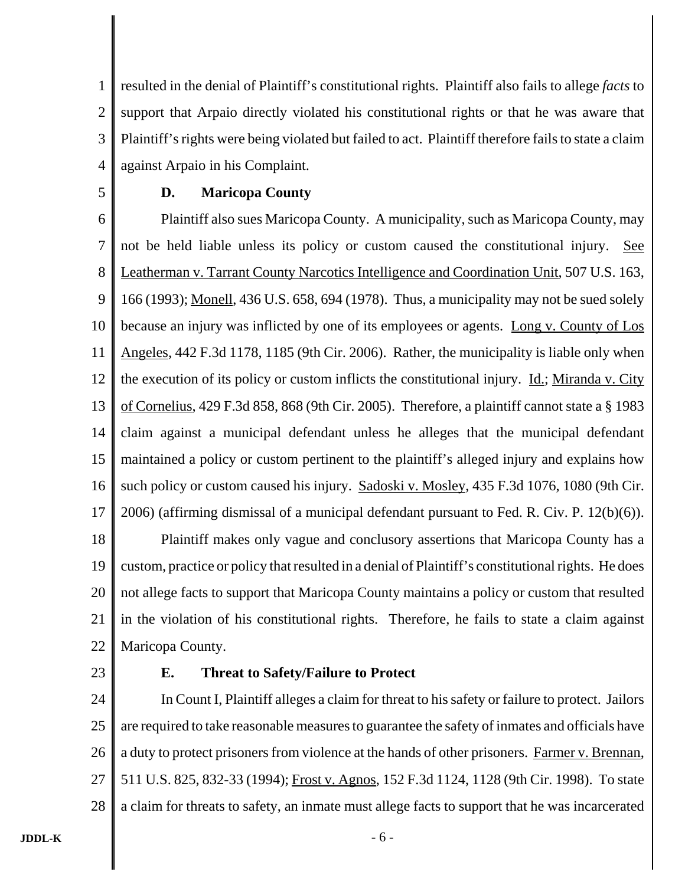resulted in the denial of Plaintiff's constitutional rights. Plaintiff also fails to allege *facts* to support that Arpaio directly violated his constitutional rights or that he was aware that Plaintiff's rights were being violated but failed to act. Plaintiff therefore fails to state a claim against Arpaio in his Complaint.

### D. Maricopa County

Plaintiff also sues Maricopa County. A municipality, such as Maricopa County, may not be held liable unless its policy or custom caused the constitutional injury. See Leatherman v. Tarrant County Narcotics Intelligence and Coordination Unit, 507 U.S. 163, 166 (1993); Monell, 436 U.S. 658, 694 (1978). Thus, a municipality may not be sued solely because an injury was inflicted by one of its employees or agents. Long v. County of Los Angeles, 442 F.3d 1178, 1185 (9th Cir. 2006). Rather, the municipality is liable only when the execution of its policy or custom inflicts the constitutional injury. Id.; Miranda v. City of Cornelius, 429 F.3d 858, 868 (9th Cir. 2005). Therefore, a plaintiff cannot state a § 1983 claim against a municipal defendant unless he alleges that the municipal defendant maintained a policy or custom pertinent to the plaintiff's alleged injury and explains how such policy or custom caused his injury. Sadoski v. Mosley, 435 F.3d 1076, 1080 (9th Cir. 2006) (affirming dismissal of a municipal defendant pursuant to Fed. R. Civ. P. 12(b)(6)).

Plaintiff makes only vague and conclusory assertions that Maricopa County has a custom, practice or policy that resulted in a denial of Plaintiff's constitutional rights. He does not allege facts to support that Maricopa County maintains a policy or custom that resulted in the violation of his constitutional rights. Therefore, he fails to state a claim against Maricopa County.

### E. Threat to Safety/Failure to Protect

In Count I, Plaintiff alleges a claim for threat to his safety or failure to protect. Jailors are required to take reasonable measures to guarantee the safety of inmates and officials have a duty to protect prisoners from violence at the hands of other prisoners. Farmer v. Brennan, 511 U.S. 825, 832-33 (1994); Frost v. Agnos, 152 F.3d 1124, 1128 (9th Cir. 1998). To state a claim for threats to safety, an inmate must allege facts to support that he was incarcerated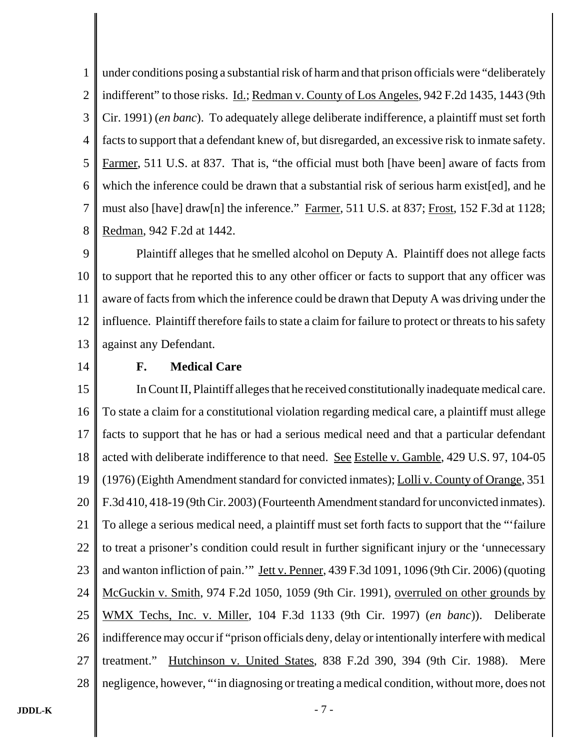under conditions posing a substantial risk of harm and that prison officials were "deliberately indifferent" to those risks. Id.; Redman v. County of Los Angeles, 942 F.2d 1435, 1443 (9th Cir. 1991) (*en banc*). To adequately allege deliberate indifference, a plaintiff must set forth facts to support that a defendant knew of, but disregarded, an excessive risk to inmate safety. Farmer, 511 U.S. at 837. That is, "the official must both [have been] aware of facts from which the inference could be drawn that a substantial risk of serious harm exist[ed], and he must also [have] draw[n] the inference." Farmer, 511 U.S. at 837; Frost, 152 F.3d at 1128; Redman, 942 F.2d at 1442.

Plaintiff alleges that he smelled alcohol on Deputy A. Plaintiff does not allege facts to support that he reported this to any other officer or facts to support that any officer was aware of facts from which the inference could be drawn that Deputy A was driving under the influence. Plaintiff therefore fails to state a claim for failure to protect or threats to his safety against any Defendant.

**F. Medical Care**

In Count II, Plaintiff alleges that he received constitutionally inadequate medical care. To state a claim for a constitutional violation regarding medical care, a plaintiff must allege facts to support that he has or had a serious medical need and that a particular defendant acted with deliberate indifference to that need. See Estelle v. Gamble, 429 U.S. 97, 104-05 (1976) (Eighth Amendment standard for convicted inmates); Lolli v. County of Orange, 351 F.3d 410, 418-19 (9th Cir. 2003) (Fourteenth Amendment standard for unconvicted inmates). To allege a serious medical need, a plaintiff must set forth facts to support that the "'failure to treat a prisoner's condition could result in further significant injury or the 'unnecessary and wanton infliction of pain.'" Jett v. Penner, 439 F.3d 1091, 1096 (9th Cir. 2006) (quoting McGuckin v. Smith, 974 F.2d 1050, 1059 (9th Cir. 1991), overruled on other grounds by WMX Techs, Inc. v. Miller, 104 F.3d 1133 (9th Cir. 1997) (*en banc*)). Deliberate indifference may occur if "prison officials deny, delay or intentionally interfere with medical treatment." Hutchinson v. United States, 838 F.2d 390, 394 (9th Cir. 1988). Mere negligence, however, "'in diagnosing or treating a medical condition, without more, does not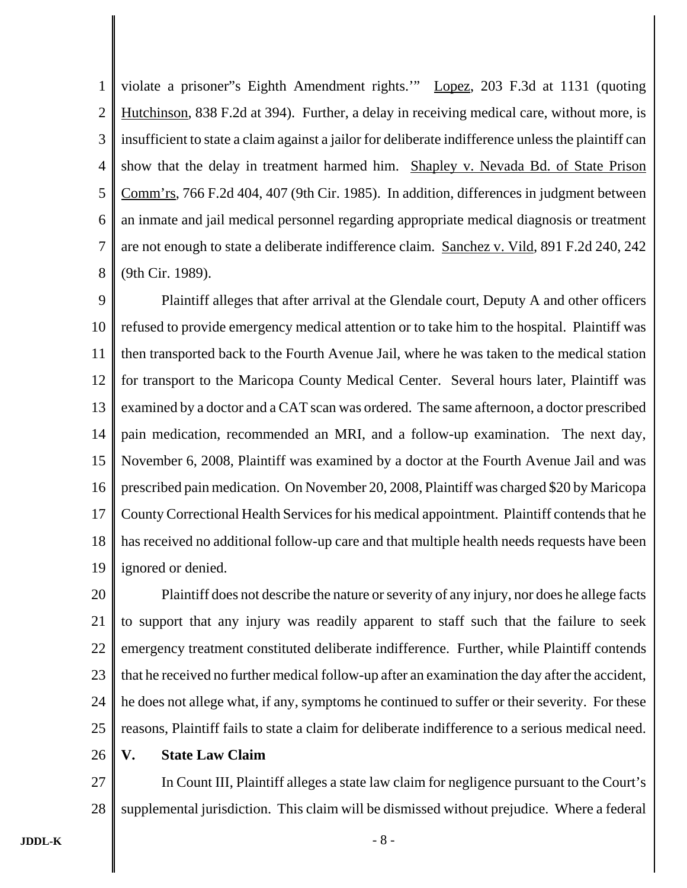violate a prisoner"s Eighth Amendment rights.'" Lopez, 203 F.3d at 1131 (quoting Hutchinson, 838 F.2d at 394). Further, a delay in receiving medical care, without more, is insufficient to state a claim against a jailor for deliberate indifference unless the plaintiff can show that the delay in treatment harmed him. Shapley v. Nevada Bd. of State Prison Comm'rs, 766 F.2d 404, 407 (9th Cir. 1985). In addition, differences in judgment between an inmate and jail medical personnel regarding appropriate medical diagnosis or treatment are not enough to state a deliberate indifference claim. Sanchez v. Vild, 891 F.2d 240, 242 (9th Cir. 1989).

Plaintiff alleges that after arrival at the Glendale court, Deputy A and other officers refused to provide emergency medical attention or to take him to the hospital. Plaintiff was then transported back to the Fourth Avenue Jail, where he was taken to the medical station for transport to the Maricopa County Medical Center. Several hours later, Plaintiff was examined by a doctor and a CAT scan was ordered. The same afternoon, a doctor prescribed pain medication, recommended an MRI, and a follow-up examination. The next day, November 6, 2008, Plaintiff was examined by a doctor at the Fourth Avenue Jail and was prescribed pain medication. On November 20, 2008, Plaintiff was charged $20 by Maricopa County Correctional Health Services for his medical appointment. Plaintiff contends that he has received no additional follow-up care and that multiple health needs requests have been ignored or denied.

Plaintiff does not describe the nature or severity of any injury, nor does he allege facts to support that any injury was readily apparent to staff such that the failure to seek emergency treatment constituted deliberate indifference. Further, while Plaintiff contends that he received no further medical follow-up after an examination the day after the accident, he does not allege what, if any, symptoms he continued to suffer or their severity. For these reasons, Plaintiff fails to state a claim for deliberate indifference to a serious medical need.

## V. State Law Claim

In Count III, Plaintiff alleges a state law claim for negligence pursuant to the Court's supplemental jurisdiction. This claim will be dismissed without prejudice. Where a federal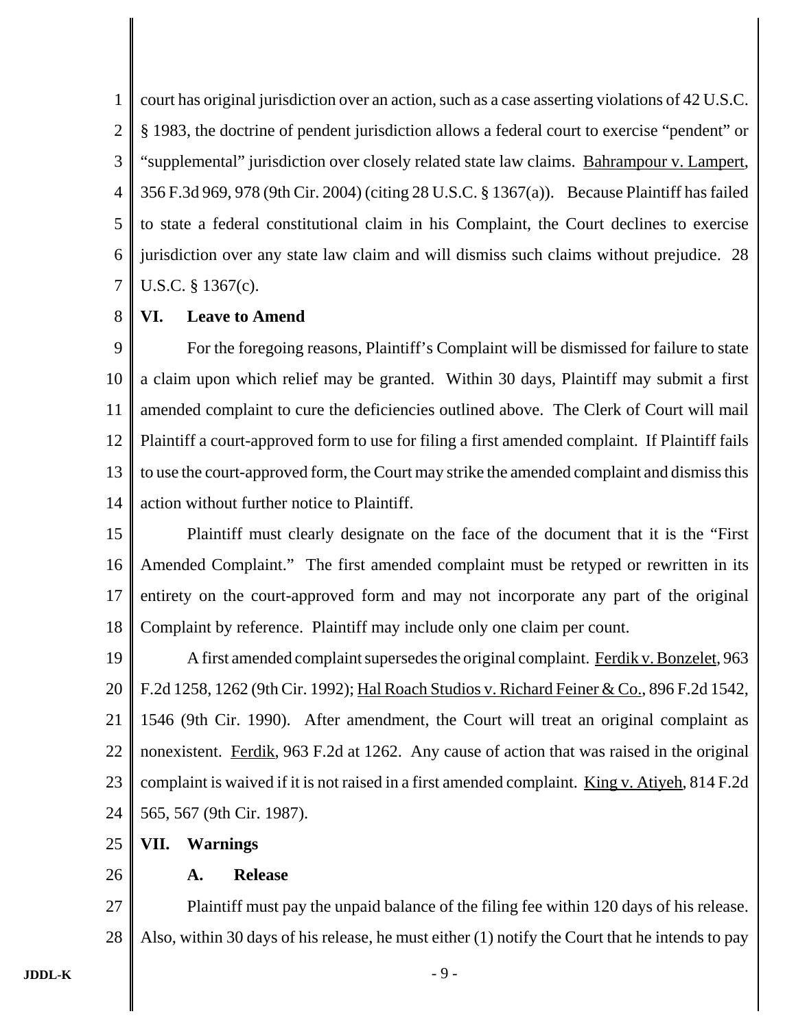court has original jurisdiction over an action, such as a case asserting violations of 42 U.S.C. § 1983, the doctrine of pendent jurisdiction allows a federal court to exercise "pendent" or "supplemental" jurisdiction over closely related state law claims. Bahrampour v. Lampert, 356 F.3d 969, 978 (9th Cir. 2004) (citing 28 U.S.C. § 1367(a)). Because Plaintiff has failed to state a federal constitutional claim in his Complaint, the Court declines to exercise jurisdiction over any state law claim and will dismiss such claims without prejudice. 28 U.S.C. § 1367(c).

## VI. Leave to Amend

For the foregoing reasons, Plaintiff's Complaint will be dismissed for failure to state a claim upon which relief may be granted. Within 30 days, Plaintiff may submit a first amended complaint to cure the deficiencies outlined above. The Clerk of Court will mail Plaintiff a court-approved form to use for filing a first amended complaint. If Plaintiff fails to use the court-approved form, the Court may strike the amended complaint and dismiss this action without further notice to Plaintiff.

Plaintiff must clearly designate on the face of the document that it is the "First Amended Complaint." The first amended complaint must be retyped or rewritten in its entirety on the court-approved form and may not incorporate any part of the original Complaint by reference. Plaintiff may include only one claim per count.

A first amended complaint supersedes the original complaint. Ferdik v. Bonzelet, 963 F.2d 1258, 1262 (9th Cir. 1992); Hal Roach Studios v. Richard Feiner & Co., 896 F.2d 1542, 1546 (9th Cir. 1990). After amendment, the Court will treat an original complaint as nonexistent. Ferdik, 963 F.2d at 1262. Any cause of action that was raised in the original complaint is waived if it is not raised in a first amended complaint. King v. Atiyeh, 814 F.2d 565, 567 (9th Cir. 1987).

## VII. Warnings

### A. Release

Plaintiff must pay the unpaid balance of the filing fee within 120 days of his release. Also, within 30 days of his release, he must either (1) notify the Court that he intends to pay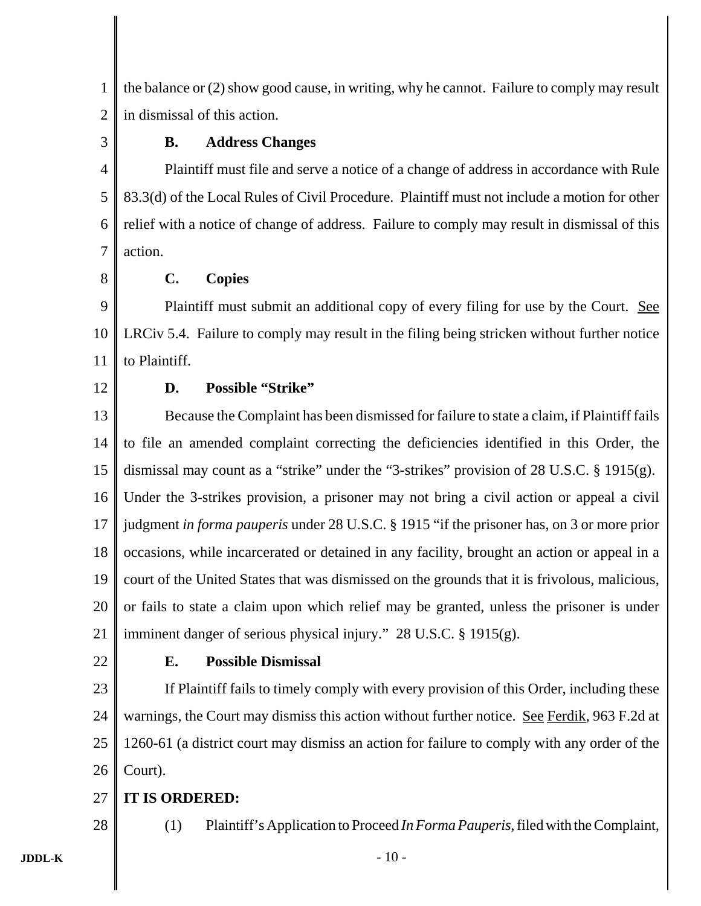the balance or (2) show good cause, in writing, why he cannot. Failure to comply may result in dismissal of this action.

**B. Address Changes**

Plaintiff must file and serve a notice of a change of address in accordance with Rule 83.3(d) of the Local Rules of Civil Procedure. Plaintiff must not include a motion for other relief with a notice of change of address. Failure to comply may result in dismissal of this action.

**C. Copies**

Plaintiff must submit an additional copy of every filing for use by the Court. See LRCiv 5.4. Failure to comply may result in the filing being stricken without further notice to Plaintiff.

**D. Possible "Strike"**

Because the Complaint has been dismissed for failure to state a claim, if Plaintiff fails to file an amended complaint correcting the deficiencies identified in this Order, the dismissal may count as a "strike" under the "3-strikes" provision of 28 U.S.C. § 1915(g). Under the 3-strikes provision, a prisoner may not bring a civil action or appeal a civil judgment *in forma pauperis* under 28 U.S.C. § 1915 "if the prisoner has, on 3 or more prior occasions, while incarcerated or detained in any facility, brought an action or appeal in a court of the United States that was dismissed on the grounds that it is frivolous, malicious, or fails to state a claim upon which relief may be granted, unless the prisoner is under imminent danger of serious physical injury." 28 U.S.C. § 1915(g).

**E. Possible Dismissal**

If Plaintiff fails to timely comply with every provision of this Order, including these warnings, the Court may dismiss this action without further notice. See Ferdik, 963 F.2d at 1260-61 (a district court may dismiss an action for failure to comply with any order of the Court).

**IT IS ORDERED:**

(1) Plaintiff's Application to Proceed *In Forma Pauperis*, filed with the Complaint,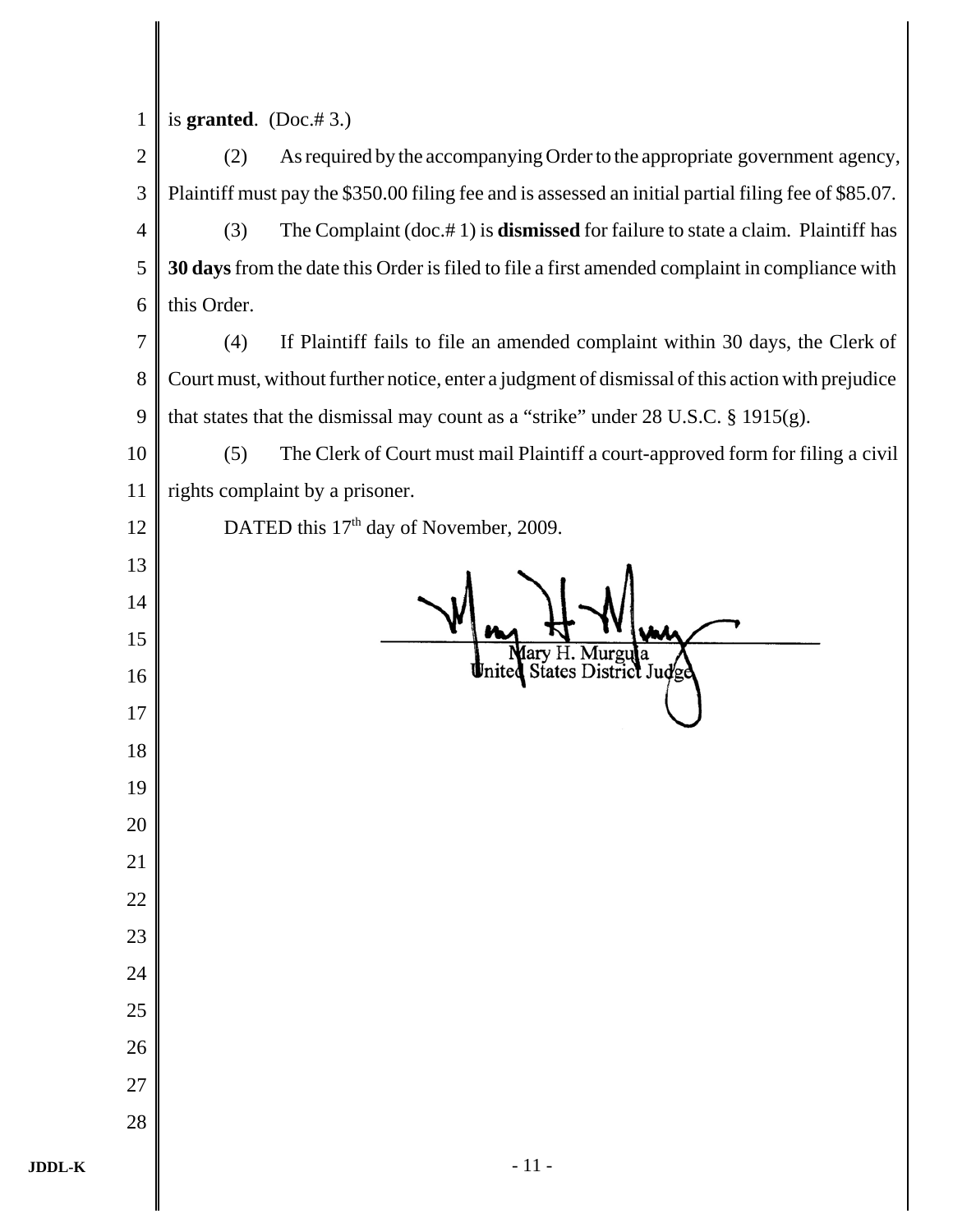is **granted**. (Doc.# 3.)

(2) As required by the accompanying Order to the appropriate government agency, Plaintiff must pay the $350.00 filing fee and is assessed an initial partial filing fee of $85.07.

(3) The Complaint (doc.# 1) is **dismissed** for failure to state a claim. Plaintiff has **30 days** from the date this Order is filed to file a first amended complaint in compliance with this Order.

(4) If Plaintiff fails to file an amended complaint within 30 days, the Clerk of Court must, without further notice, enter a judgment of dismissal of this action with prejudice that states that the dismissal may count as a "strike" under 28 U.S.C. § 1915(g).

(5) The Clerk of Court must mail Plaintiff a court-approved form for filing a civil rights complaint by a prisoner.

DATED this 17th day of November, 2009.

Mary H. Murguia
United States District Judge